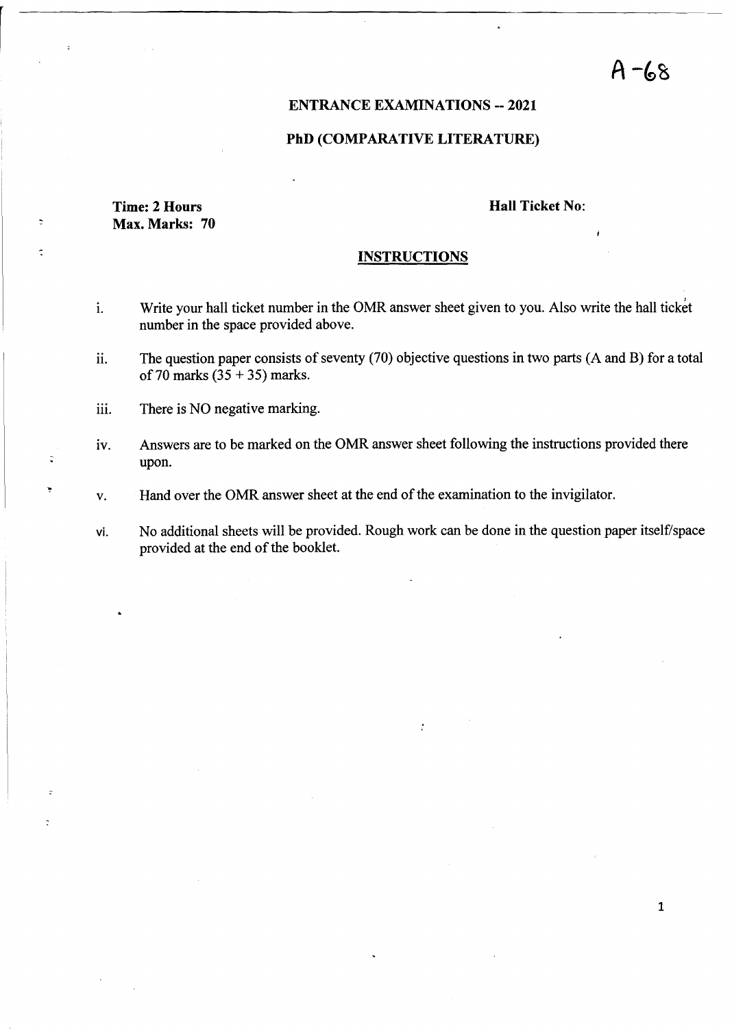A-68

## ENTRANCE EXAMINATIONS -- 2021

## PhD (COMPARATIVE LITERATURE)

**Time: 2 Hours**
**Max. Marks: 70**

**Hall Ticket No:**

### INSTRUCTIONS

i. Write your hall ticket number in the OMR answer sheet given to you. Also write the hall ticket number in the space provided above.

ii. The question paper consists of seventy (70) objective questions in two parts (A and B) for a total of 70 marks (35 + 35) marks.

iii. There is NO negative marking.

iv. Answers are to be marked on the OMR answer sheet following the instructions provided there upon.

v. Hand over the OMR answer sheet at the end of the examination to the invigilator.

vi. No additional sheets will be provided. Rough work can be done in the question paper itself/space provided at the end of the booklet.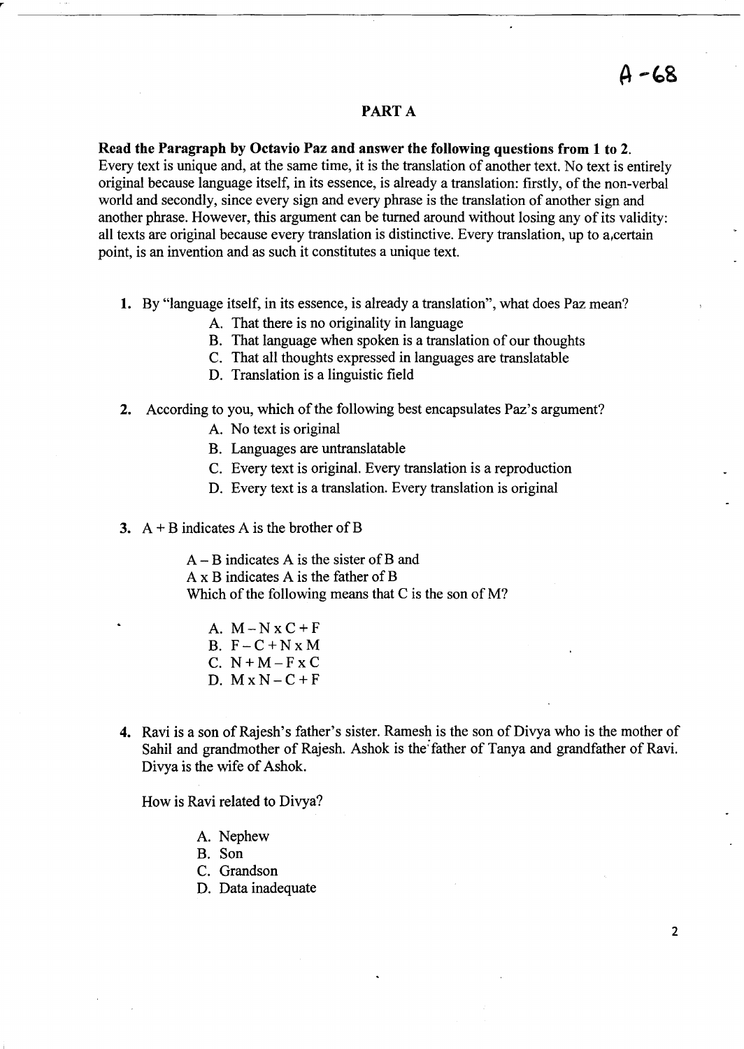A -68

## PART A

**Read the Paragraph by Octavio Paz and answer the following questions from 1 to 2.**
Every text is unique and, at the same time, it is the translation of another text. No text is entirely original because language itself, in its essence, is already a translation: firstly, of the non-verbal world and secondly, since every sign and every phrase is the translation of another sign and another phrase. However, this argument can be turned around without losing any of its validity: all texts are original because every translation is distinctive. Every translation, up to a,certain point, is an invention and as such it constitutes a unique text.

1. By "language itself, in its essence, is already a translation", what does Paz mean?
   - A. That there is no originality in language
   - B. That language when spoken is a translation of our thoughts
   - C. That all thoughts expressed in languages are translatable
   - D. Translation is a linguistic field

2. According to you, which of the following best encapsulates Paz's argument?
   - A. No text is original
   - B. Languages are untranslatable
   - C. Every text is original. Every translation is a reproduction
   - D. Every text is a translation. Every translation is original

3. A + B indicates A is the brother of B

   A – B indicates A is the sister of B and
   A x B indicates A is the father of B
   Which of the following means that C is the son of M?

   - A. M – N x C + F
   - B. F – C + N x M
   - C. N + M – F x C
   - D. M x N – C + F

4. Ravi is a son of Rajesh's father's sister. Ramesh is the son of Divya who is the mother of Sahil and grandmother of Rajesh. Ashok is the father of Tanya and grandfather of Ravi. Divya is the wife of Ashok.

   How is Ravi related to Divya?

   - A. Nephew
   - B. Son
   - C. Grandson
   - D. Data inadequate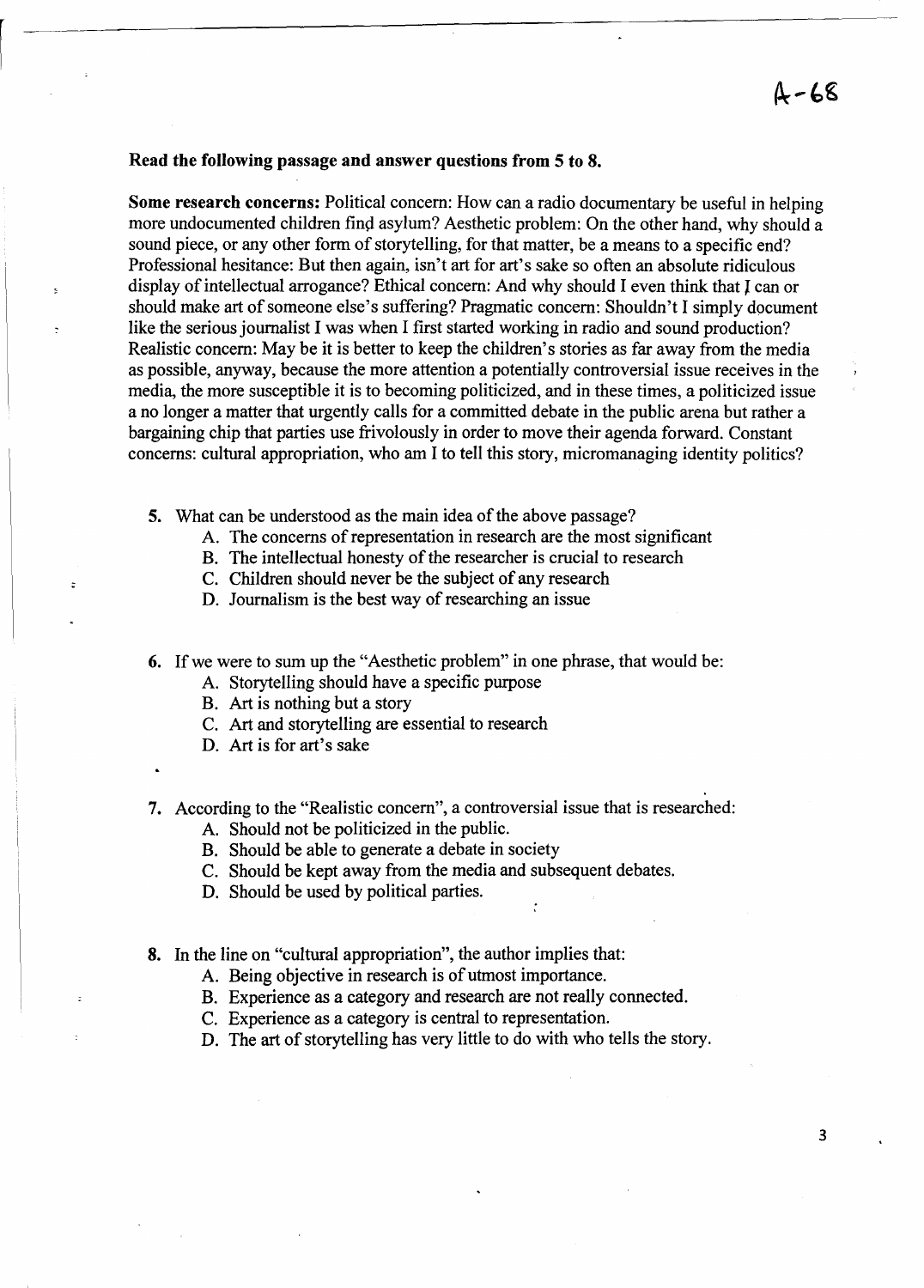**Read the following passage and answer questions from 5 to 8.**

**Some research concerns:** Political concern: How can a radio documentary be useful in helping more undocumented children find asylum? Aesthetic problem: On the other hand, why should a sound piece, or any other form of storytelling, for that matter, be a means to a specific end? Professional hesitance: But then again, isn't art for art's sake so often an absolute ridiculous display of intellectual arrogance? Ethical concern: And why should I even think that I can or should make art of someone else's suffering? Pragmatic concern: Shouldn't I simply document like the serious journalist I was when I first started working in radio and sound production? Realistic concern: May be it is better to keep the children's stories as far away from the media as possible, anyway, because the more attention a potentially controversial issue receives in the media, the more susceptible it is to becoming politicized, and in these times, a politicized issue a no longer a matter that urgently calls for a committed debate in the public arena but rather a bargaining chip that parties use frivolously in order to move their agenda forward. Constant concerns: cultural appropriation, who am I to tell this story, micromanaging identity politics?

5. What can be understood as the main idea of the above passage?
   - A. The concerns of representation in research are the most significant
   - B. The intellectual honesty of the researcher is crucial to research
   - C. Children should never be the subject of any research
   - D. Journalism is the best way of researching an issue

6. If we were to sum up the "Aesthetic problem" in one phrase, that would be:
   - A. Storytelling should have a specific purpose
   - B. Art is nothing but a story
   - C. Art and storytelling are essential to research
   - D. Art is for art's sake

7. According to the "Realistic concern", a controversial issue that is researched:
   - A. Should not be politicized in the public.
   - B. Should be able to generate a debate in society
   - C. Should be kept away from the media and subsequent debates.
   - D. Should be used by political parties.

8. In the line on "cultural appropriation", the author implies that:
   - A. Being objective in research is of utmost importance.
   - B. Experience as a category and research are not really connected.
   - C. Experience as a category is central to representation.
   - D. The art of storytelling has very little to do with who tells the story.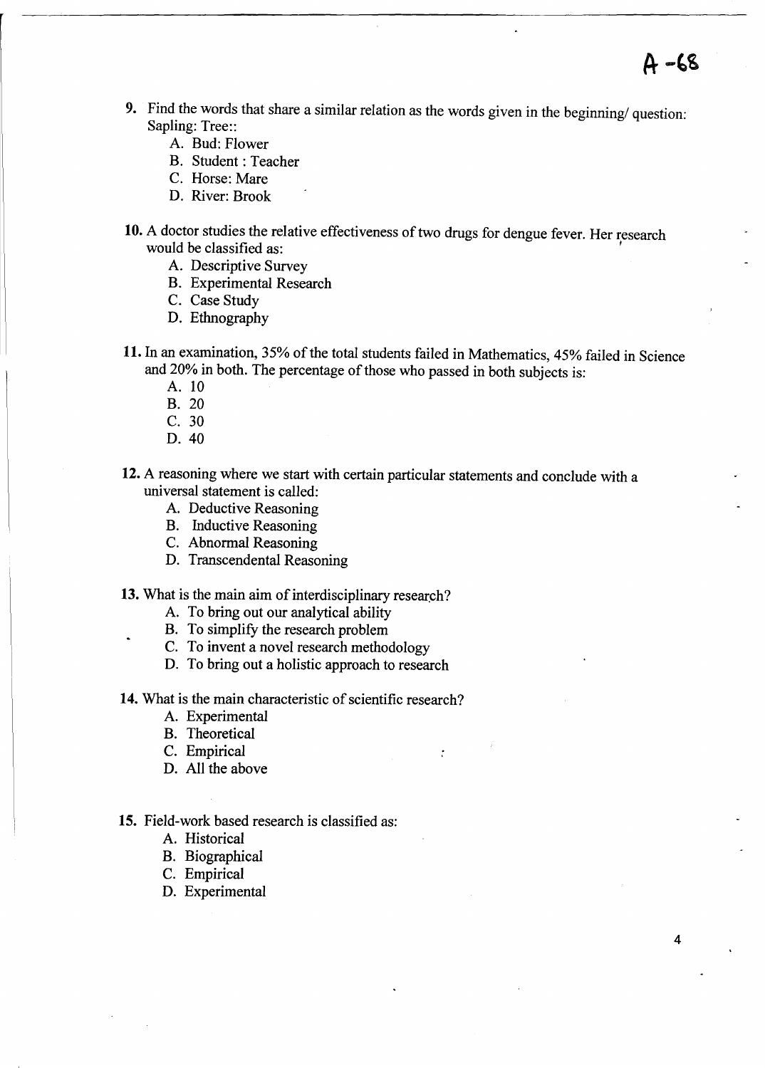A -68

9. Find the words that share a similar relation as the words given in the beginning/ question: Sapling: Tree::
   - A. Bud: Flower
   - B. Student : Teacher
   - C. Horse: Mare
   - D. River: Brook

10. A doctor studies the relative effectiveness of two drugs for dengue fever. Her research would be classified as:
    - A. Descriptive Survey
    - B. Experimental Research
    - C. Case Study
    - D. Ethnography

11. In an examination, 35% of the total students failed in Mathematics, 45% failed in Science and 20% in both. The percentage of those who passed in both subjects is:
    - A. 10
    - B. 20
    - C. 30
    - D. 40

12. A reasoning where we start with certain particular statements and conclude with a universal statement is called:
    - A. Deductive Reasoning
    - B. Inductive Reasoning
    - C. Abnormal Reasoning
    - D. Transcendental Reasoning

13. What is the main aim of interdisciplinary research?
    - A. To bring out our analytical ability
    - B. To simplify the research problem
    - C. To invent a novel research methodology
    - D. To bring out a holistic approach to research

14. What is the main characteristic of scientific research?
    - A. Experimental
    - B. Theoretical
    - C. Empirical
    - D. All the above

15. Field-work based research is classified as:
    - A. Historical
    - B. Biographical
    - C. Empirical
    - D. Experimental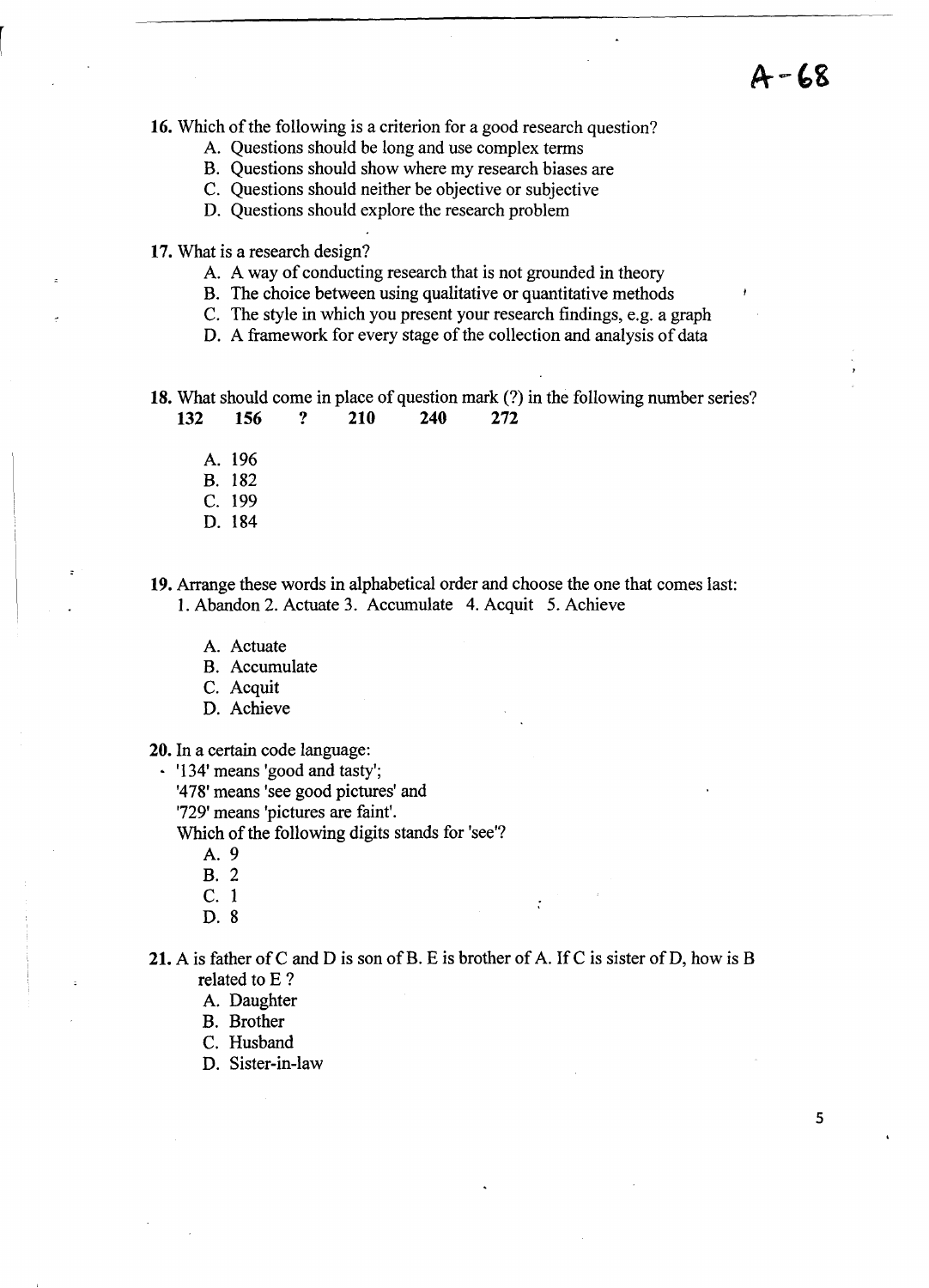A-68

**16.** Which of the following is a criterion for a good research question?

A. Questions should be long and use complex terms
B. Questions should show where my research biases are
C. Questions should neither be objective or subjective
D. Questions should explore the research problem

**17.** What is a research design?

A. A way of conducting research that is not grounded in theory
B. The choice between using qualitative or quantitative methods
C. The style in which you present your research findings, e.g. a graph
D. A framework for every stage of the collection and analysis of data

**18.** What should come in place of question mark (?) in the following number series?

**132 156 ? 210 240 272**

A. 196
B. 182
C. 199
D. 184

**19.** Arrange these words in alphabetical order and choose the one that comes last:

1. Abandon 2. Actuate 3. Accumulate 4. Acquit 5. Achieve

A. Actuate
B. Accumulate
C. Acquit
D. Achieve

**20.** In a certain code language:

- '134' means 'good and tasty';
'478' means 'see good pictures' and
'729' means 'pictures are faint'.

Which of the following digits stands for 'see'?

A. 9
B. 2
C. 1
D. 8

**21.** A is father of C and D is son of B. E is brother of A. If C is sister of D, how is B related to E ?

A. Daughter
B. Brother
C. Husband
D. Sister-in-law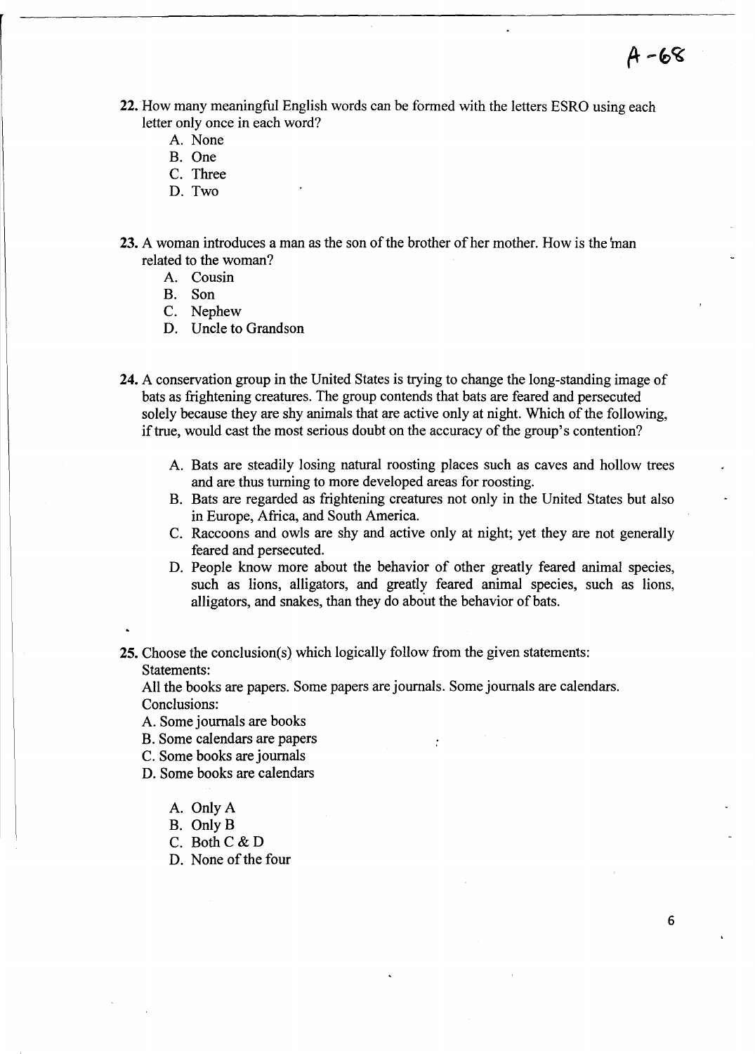22. How many meaningful English words can be formed with the letters ESRO using each letter only once in each word?
    - A. None
    - B. One
    - C. Three
    - D. Two

23. A woman introduces a man as the son of the brother of her mother. How is the man related to the woman?
    - A. Cousin
    - B. Son
    - C. Nephew
    - D. Uncle to Grandson

24. A conservation group in the United States is trying to change the long-standing image of bats as frightening creatures. The group contends that bats are feared and persecuted solely because they are shy animals that are active only at night. Which of the following, if true, would cast the most serious doubt on the accuracy of the group's contention?
    - A. Bats are steadily losing natural roosting places such as caves and hollow trees and are thus turning to more developed areas for roosting.
    - B. Bats are regarded as frightening creatures not only in the United States but also in Europe, Africa, and South America.
    - C. Raccoons and owls are shy and active only at night; yet they are not generally feared and persecuted.
    - D. People know more about the behavior of other greatly feared animal species, such as lions, alligators, and greatly feared animal species, such as lions, alligators, and snakes, than they do about the behavior of bats.

25. Choose the conclusion(s) which logically follow from the given statements:

    Statements:

    All the books are papers. Some papers are journals. Some journals are calendars.

    Conclusions:

    A. Some journals are books

    B. Some calendars are papers

    C. Some books are journals

    D. Some books are calendars

    - A. Only A
    - B. Only B
    - C. Both C & D
    - D. None of the four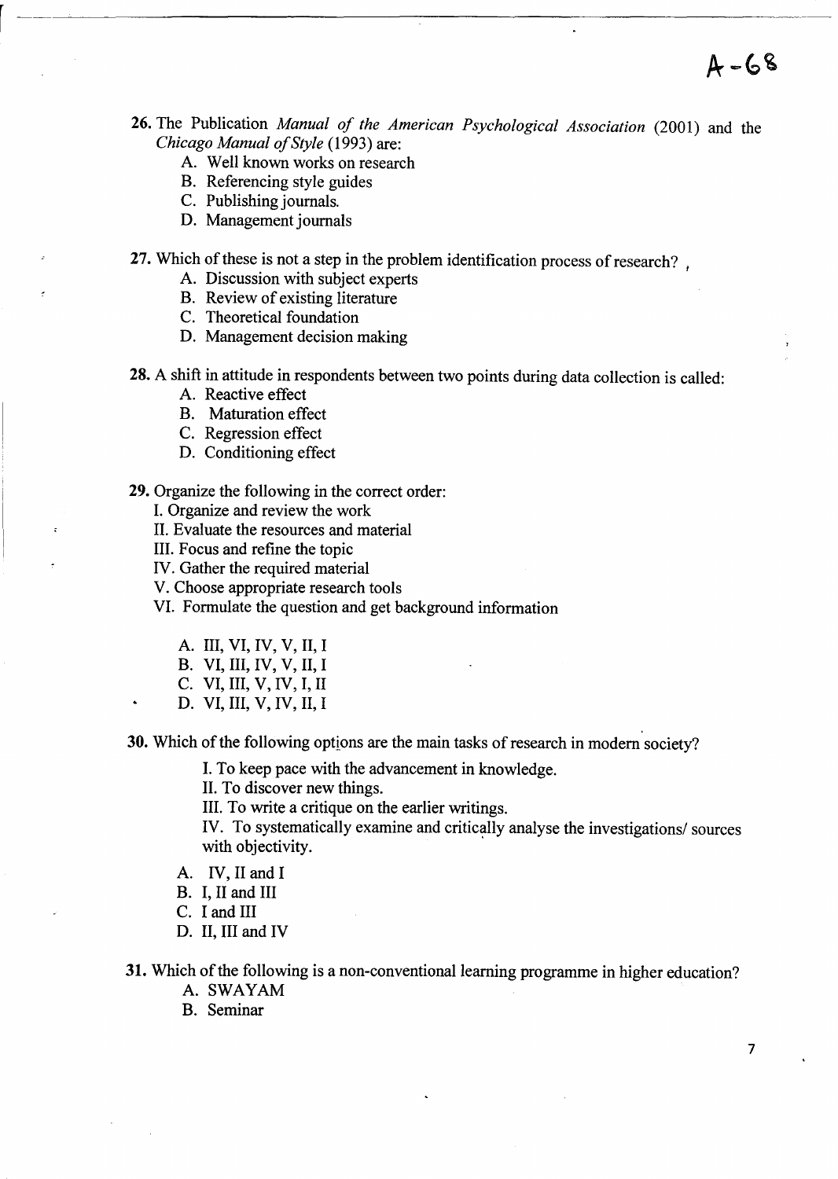26. The Publication *Manual of the American Psychological Association* (2001) and the *Chicago Manual of Style* (1993) are:
    A. Well known works on research
    B. Referencing style guides
    C. Publishing journals.
    D. Management journals

27. Which of these is not a step in the problem identification process of research?
    A. Discussion with subject experts
    B. Review of existing literature
    C. Theoretical foundation
    D. Management decision making

28. A shift in attitude in respondents between two points during data collection is called:
    A. Reactive effect
    B. Maturation effect
    C. Regression effect
    D. Conditioning effect

29. Organize the following in the correct order:
    I. Organize and review the work
    II. Evaluate the resources and material
    III. Focus and refine the topic
    IV. Gather the required material
    V. Choose appropriate research tools
    VI. Formulate the question and get background information

    A. III, VI, IV, V, II, I
    B. VI, III, IV, V, II, I
    C. VI, III, V, IV, I, II
    D. VI, III, V, IV, II, I

30. Which of the following options are the main tasks of research in modern society?

    I. To keep pace with the advancement in knowledge.
    II. To discover new things.
    III. To write a critique on the earlier writings.
    IV. To systematically examine and critically analyse the investigations/ sources with objectivity.

    A. IV, II and I
    B. I, II and III
    C. I and III
    D. II, III and IV

31. Which of the following is a non-conventional learning programme in higher education?
    A. SWAYAM
    B. Seminar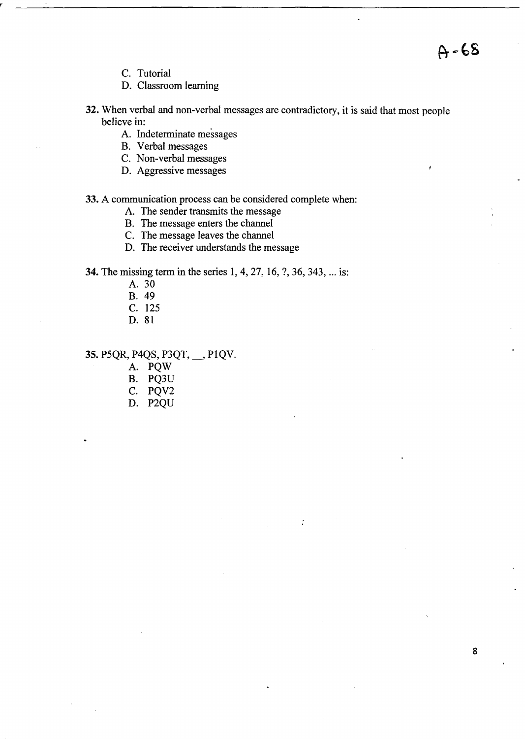C. Tutorial
D. Classroom learning

**32.** When verbal and non-verbal messages are contradictory, it is said that most people believe in:

A. Indeterminate messages
B. Verbal messages
C. Non-verbal messages
D. Aggressive messages

**33.** A communication process can be considered complete when:

A. The sender transmits the message
B. The message enters the channel
C. The message leaves the channel
D. The receiver understands the message

**34.** The missing term in the series 1, 4, 27, 16, ?, 36, 343, ... is:

A. 30
B. 49
C. 125
D. 81

**35.** P5QR, P4QS, P3QT, __, P1QV.

A. PQW
B. PQ3U
C. PQV2
D. P2QU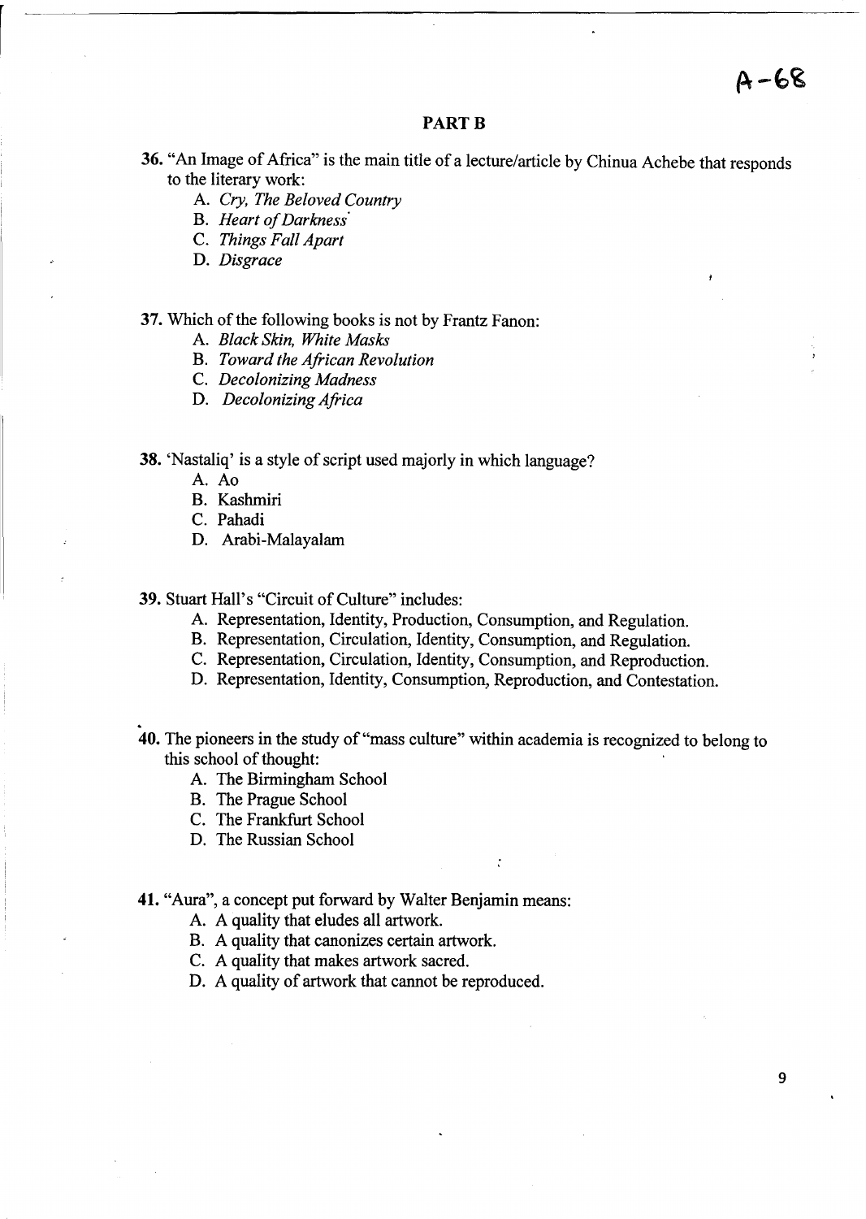A-68

## PART B

**36.** "An Image of Africa" is the main title of a lecture/article by Chinua Achebe that responds to the literary work:

A. *Cry, The Beloved Country*
B. *Heart of Darkness*
C. *Things Fall Apart*
D. *Disgrace*

**37.** Which of the following books is not by Frantz Fanon:

A. *Black Skin, White Masks*
B. *Toward the African Revolution*
C. *Decolonizing Madness*
D. *Decolonizing Africa*

**38.** 'Nastaliq' is a style of script used majorly in which language?

A. Ao
B. Kashmiri
C. Pahadi
D. Arabi-Malayalam

**39.** Stuart Hall's "Circuit of Culture" includes:

A. Representation, Identity, Production, Consumption, and Regulation.
B. Representation, Circulation, Identity, Consumption, and Regulation.
C. Representation, Circulation, Identity, Consumption, and Reproduction.
D. Representation, Identity, Consumption, Reproduction, and Contestation.

**40.** The pioneers in the study of "mass culture" within academia is recognized to belong to this school of thought:

A. The Birmingham School
B. The Prague School
C. The Frankfurt School
D. The Russian School

**41.** "Aura", a concept put forward by Walter Benjamin means:

A. A quality that eludes all artwork.
B. A quality that canonizes certain artwork.
C. A quality that makes artwork sacred.
D. A quality of artwork that cannot be reproduced.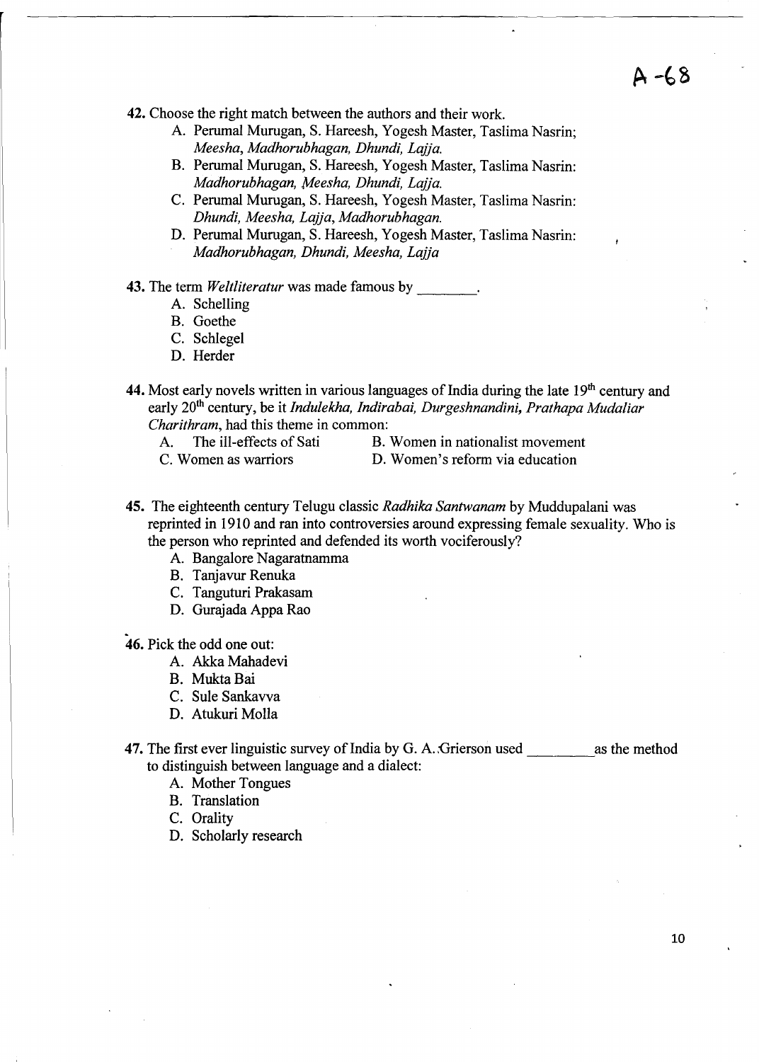A -68

**42.** Choose the right match between the authors and their work.

A. Perumal Murugan, S. Hareesh, Yogesh Master, Taslima Nasrin; *Meesha, Madhorubhagan, Dhundi, Lajja.*

B. Perumal Murugan, S. Hareesh, Yogesh Master, Taslima Nasrin: *Madhorubhagan, Meesha, Dhundi, Lajja.*

C. Perumal Murugan, S. Hareesh, Yogesh Master, Taslima Nasrin: *Dhundi, Meesha, Lajja, Madhorubhagan.*

D. Perumal Murugan, S. Hareesh, Yogesh Master, Taslima Nasrin: *Madhorubhagan, Dhundi, Meesha, Lajja*

**43.** The term *Weltliteratur* was made famous by ________.

A. Schelling

B. Goethe

C. Schlegel

D. Herder

**44.** Most early novels written in various languages of India during the late 19th century and early 20th century, be it *Indulekha, Indirabai, Durgeshnandini, Prathapa Mudaliar Charithram*, had this theme in common:

A. The ill-effects of Sati

B. Women in nationalist movement

C. Women as warriors

D. Women's reform via education

**45.** The eighteenth century Telugu classic *Radhika Santwanam* by Muddupalani was reprinted in 1910 and ran into controversies around expressing female sexuality. Who is the person who reprinted and defended its worth vociferously?

A. Bangalore Nagaratnamma

B. Tanjavur Renuka

C. Tanguturi Prakasam

D. Gurajada Appa Rao

**46.** Pick the odd one out:

A. Akka Mahadevi

B. Mukta Bai

C. Sule Sankavva

D. Atukuri Molla

**47.** The first ever linguistic survey of India by G. A. Grierson used ________ as the method to distinguish between language and a dialect:

A. Mother Tongues

B. Translation

C. Orality

D. Scholarly research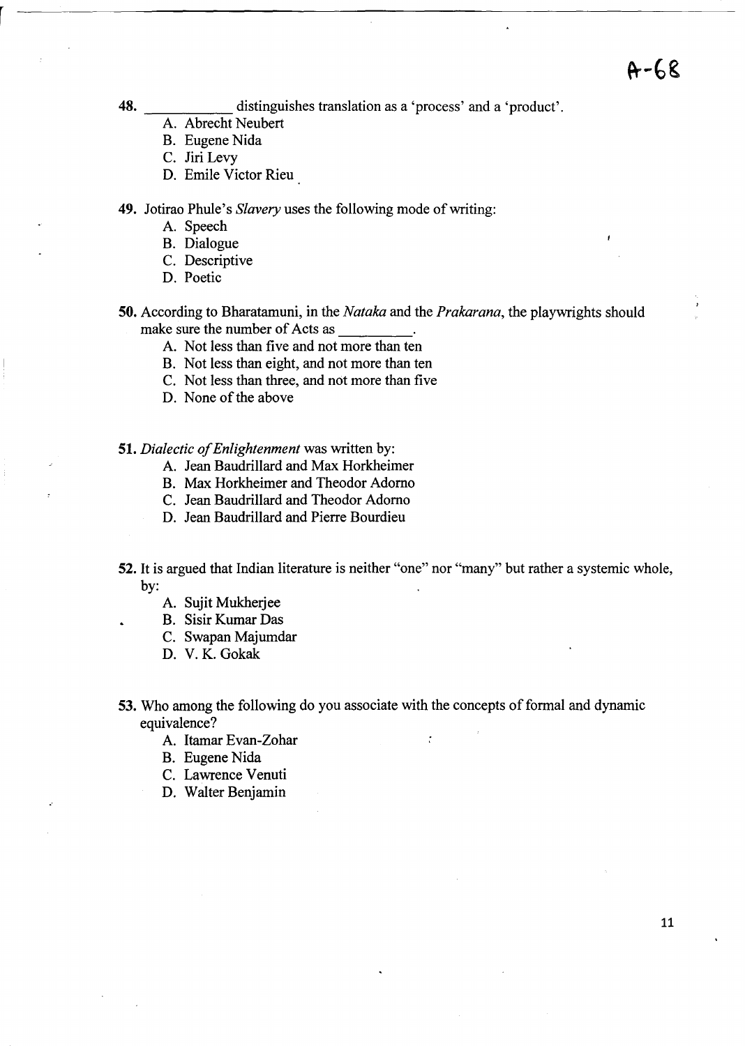A-68

48. ___________ distinguishes translation as a 'process' and a 'product'.

   A. Abrecht Neubert
   B. Eugene Nida
   C. Jiri Levy
   D. Emile Victor Rieu

49. Jotirao Phule's *Slavery* uses the following mode of writing:

   A. Speech
   B. Dialogue
   C. Descriptive
   D. Poetic

50. According to Bharatamuni, in the *Nataka* and the *Prakarana*, the playwrights should make sure the number of Acts as _________.

   A. Not less than five and not more than ten
   B. Not less than eight, and not more than ten
   C. Not less than three, and not more than five
   D. None of the above

51. *Dialectic of Enlightenment* was written by:

   A. Jean Baudrillard and Max Horkheimer
   B. Max Horkheimer and Theodor Adorno
   C. Jean Baudrillard and Theodor Adorno
   D. Jean Baudrillard and Pierre Bourdieu

52. It is argued that Indian literature is neither "one" nor "many" but rather a systemic whole, by:

   A. Sujit Mukherjee
   B. Sisir Kumar Das
   C. Swapan Majumdar
   D. V. K. Gokak

53. Who among the following do you associate with the concepts of formal and dynamic equivalence?

   A. Itamar Evan-Zohar
   B. Eugene Nida
   C. Lawrence Venuti
   D. Walter Benjamin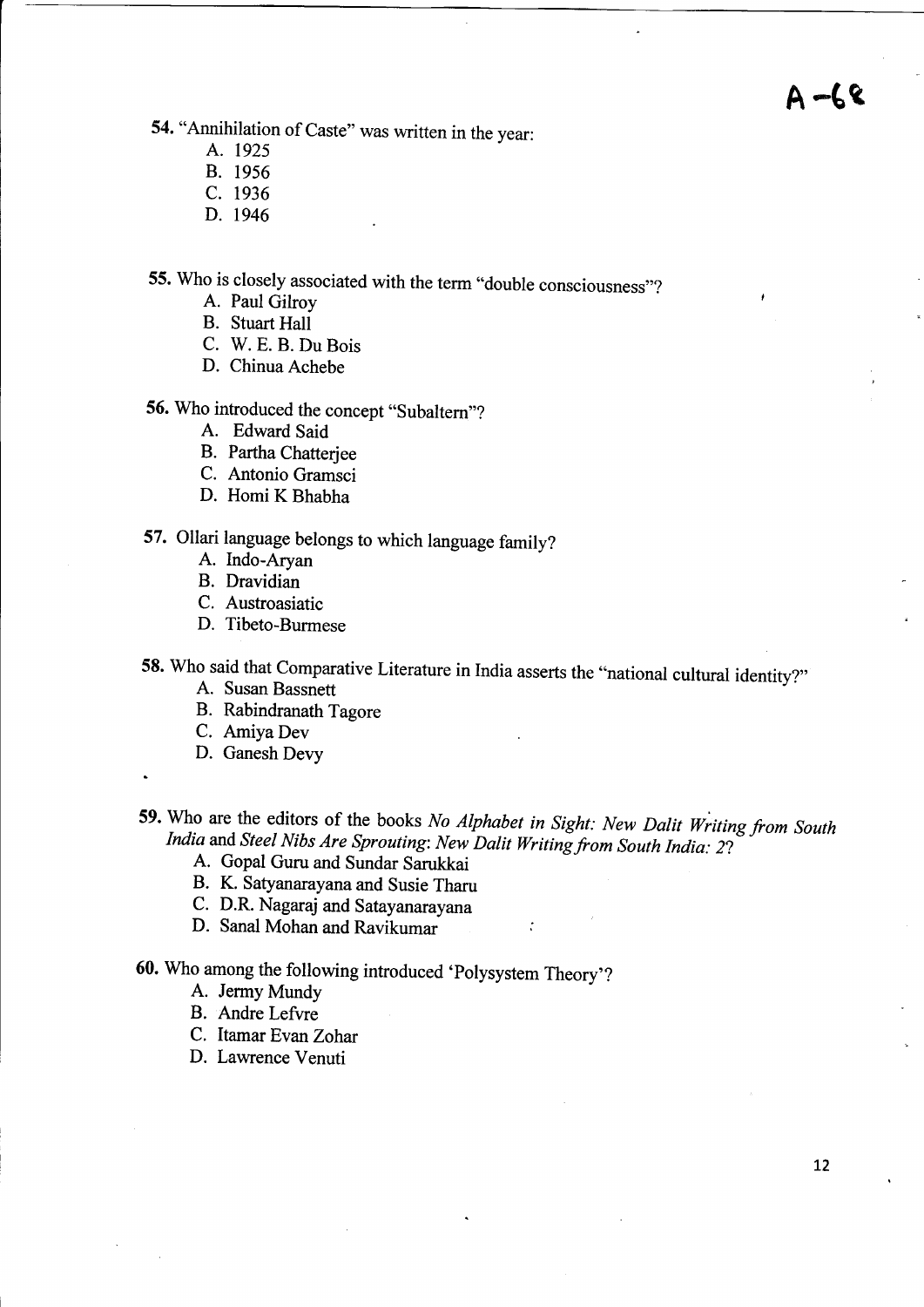A -68

54. "Annihilation of Caste" was written in the year:

   A. 1925
   B. 1956
   C. 1936
   D. 1946

55. Who is closely associated with the term "double consciousness"?

   A. Paul Gilroy
   B. Stuart Hall
   C. W. E. B. Du Bois
   D. Chinua Achebe

56. Who introduced the concept "Subaltern"?

   A. Edward Said
   B. Partha Chatterjee
   C. Antonio Gramsci
   D. Homi K Bhabha

57. Ollari language belongs to which language family?

   A. Indo-Aryan
   B. Dravidian
   C. Austroasiatic
   D. Tibeto-Burmese

58. Who said that Comparative Literature in India asserts the "national cultural identity?"

   A. Susan Bassnett
   B. Rabindranath Tagore
   C. Amiya Dev
   D. Ganesh Devy

59. Who are the editors of the books *No Alphabet in Sight: New Dalit Writing from South India* and *Steel Nibs Are Sprouting: New Dalit Writing from South India: 2*?

   A. Gopal Guru and Sundar Sarukkai
   B. K. Satyanarayana and Susie Tharu
   C. D.R. Nagaraj and Satayanarayana
   D. Sanal Mohan and Ravikumar

60. Who among the following introduced 'Polysystem Theory'?

   A. Jermy Mundy
   B. Andre Lefvre
   C. Itamar Evan Zohar
   D. Lawrence Venuti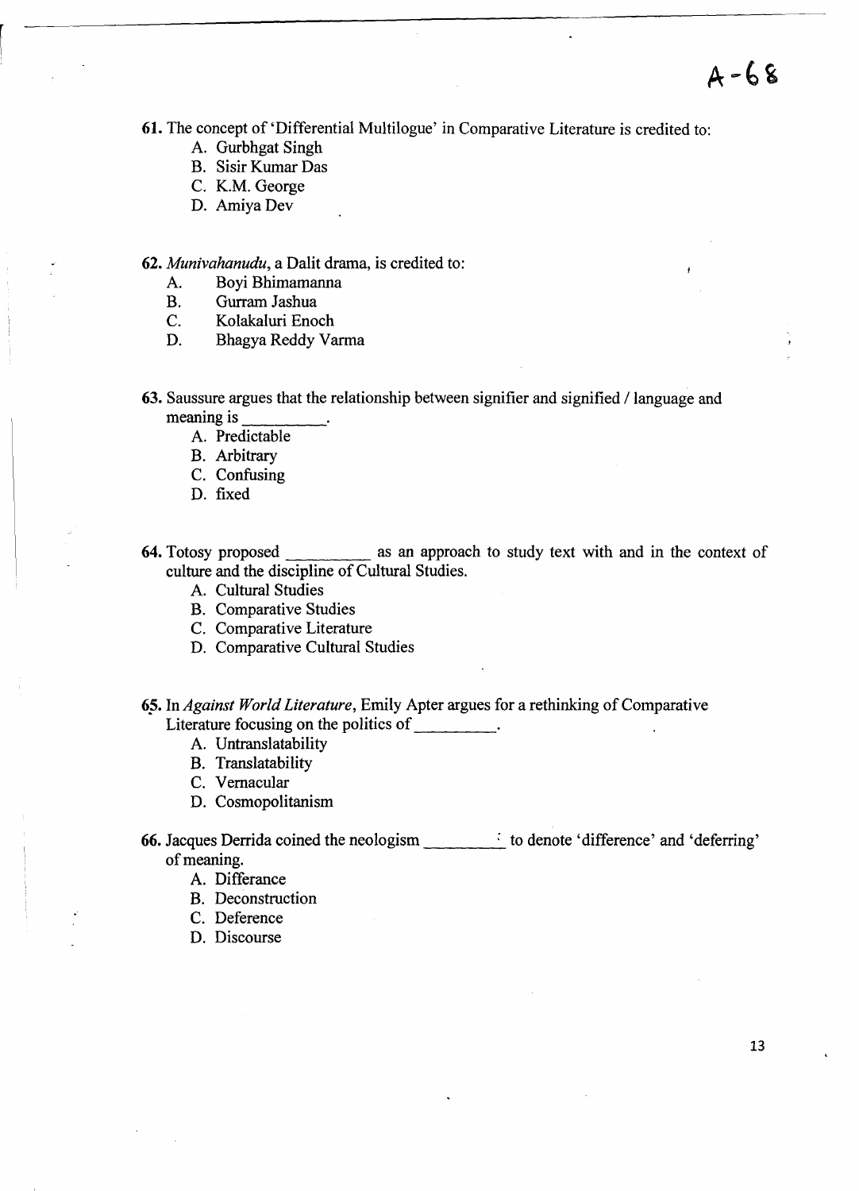A-68

**61.** The concept of 'Differential Multilogue' in Comparative Literature is credited to:

A. Gurbhgat Singh
B. Sisir Kumar Das
C. K.M. George
D. Amiya Dev

**62.** *Munivahanudu*, a Dalit drama, is credited to:

A. Boyi Bhimamanna
B. Gurram Jashua
C. Kolakaluri Enoch
D. Bhagya Reddy Varma

**63.** Saussure argues that the relationship between signifier and signified / language and meaning is _________.

A. Predictable
B. Arbitrary
C. Confusing
D. fixed

**64.** Totosy proposed _________ as an approach to study text with and in the context of culture and the discipline of Cultural Studies.

A. Cultural Studies
B. Comparative Studies
C. Comparative Literature
D. Comparative Cultural Studies

**65.** In *Against World Literature*, Emily Apter argues for a rethinking of Comparative Literature focusing on the politics of _________.

A. Untranslatability
B. Translatability
C. Vernacular
D. Cosmopolitanism

**66.** Jacques Derrida coined the neologism _________ to denote 'difference' and 'deferring' of meaning.

A. Differance
B. Deconstruction
C. Deference
D. Discourse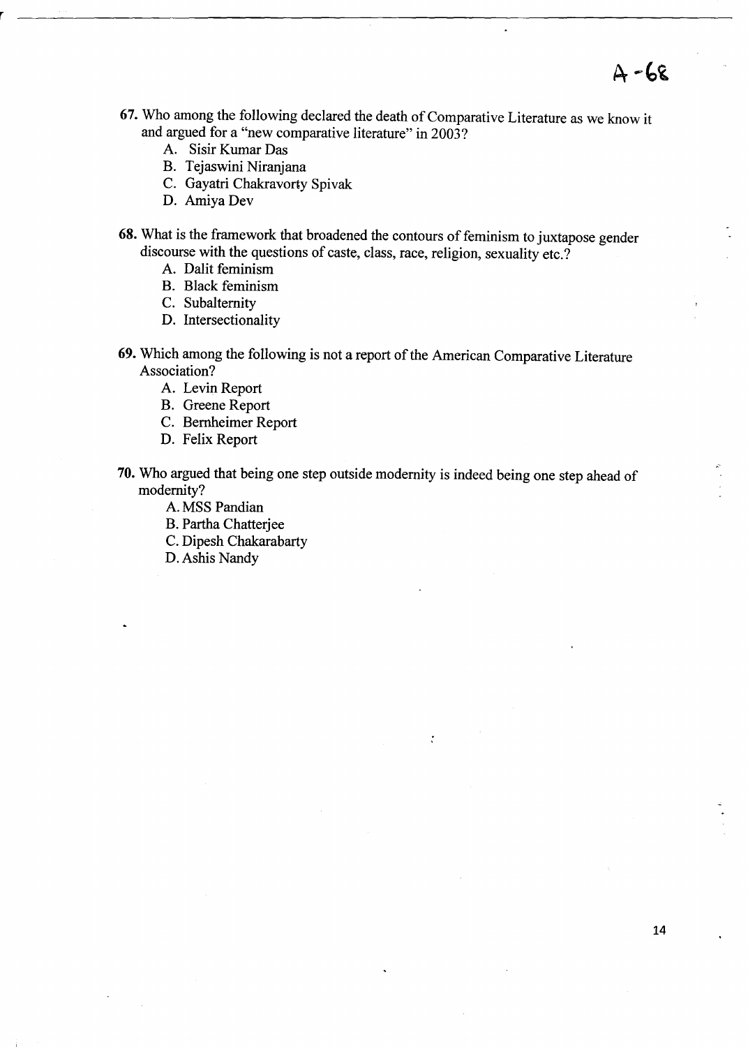67. Who among the following declared the death of Comparative Literature as we know it and argued for a "new comparative literature" in 2003?
   A. Sisir Kumar Das
   B. Tejaswini Niranjana
   C. Gayatri Chakravorty Spivak
   D. Amiya Dev

68. What is the framework that broadened the contours of feminism to juxtapose gender discourse with the questions of caste, class, race, religion, sexuality etc.?
   A. Dalit feminism
   B. Black feminism
   C. Subalternity
   D. Intersectionality

69. Which among the following is not a report of the American Comparative Literature Association?
   A. Levin Report
   B. Greene Report
   C. Bernheimer Report
   D. Felix Report

70. Who argued that being one step outside modernity is indeed being one step ahead of modernity?
   A. MSS Pandian
   B. Partha Chatterjee
   C. Dipesh Chakarabarty
   D. Ashis Nandy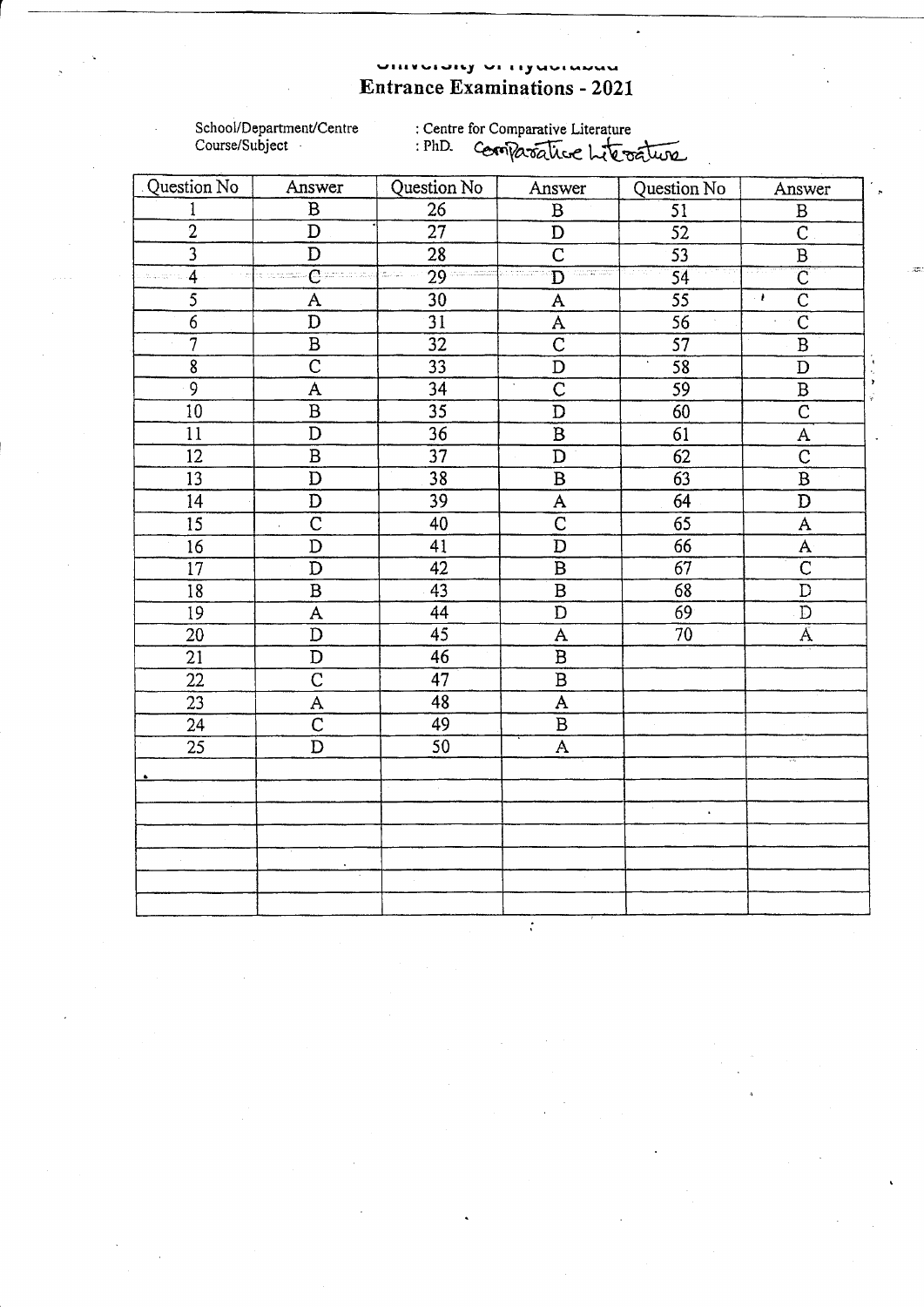# University of Hyderabad
## Entrance Examinations - 2021

School/Department/Centre : Centre for Comparative Literature
Course/Subject : PhD. Comparative Literature

| Question No | Answer | Question No | Answer | Question No | Answer |
|---|---|---|---|---|---|
| 1 | B | 26 | B | 51 | B |
| 2 | D | 27 | D | 52 | C |
| 3 | D | 28 | C | 53 | B |
| 4 | C | 29 | D | 54 | C |
| 5 | A | 30 | A | 55 | C |
| 6 | D | 31 | A | 56 | C |
| 7 | B | 32 | C | 57 | B |
| 8 | C | 33 | D | 58 | D |
| 9 | A | 34 | C | 59 | B |
| 10 | B | 35 | D | 60 | C |
| 11 | D | 36 | B | 61 | A |
| 12 | B | 37 | D | 62 | C |
| 13 | D | 38 | B | 63 | B |
| 14 | D | 39 | A | 64 | D |
| 15 | C | 40 | C | 65 | A |
| 16 | D | 41 | D | 66 | A |
| 17 | D | 42 | B | 67 | C |
| 18 | B | 43 | B | 68 | D |
| 19 | A | 44 | D | 69 | D |
| 20 | D | 45 | A | 70 | A |
| 21 | D | 46 | B | | |
| 22 | C | 47 | B | | |
| 23 | A | 48 | A | | |
| 24 | C | 49 | B | | |
| 25 | D | 50 | A | | |